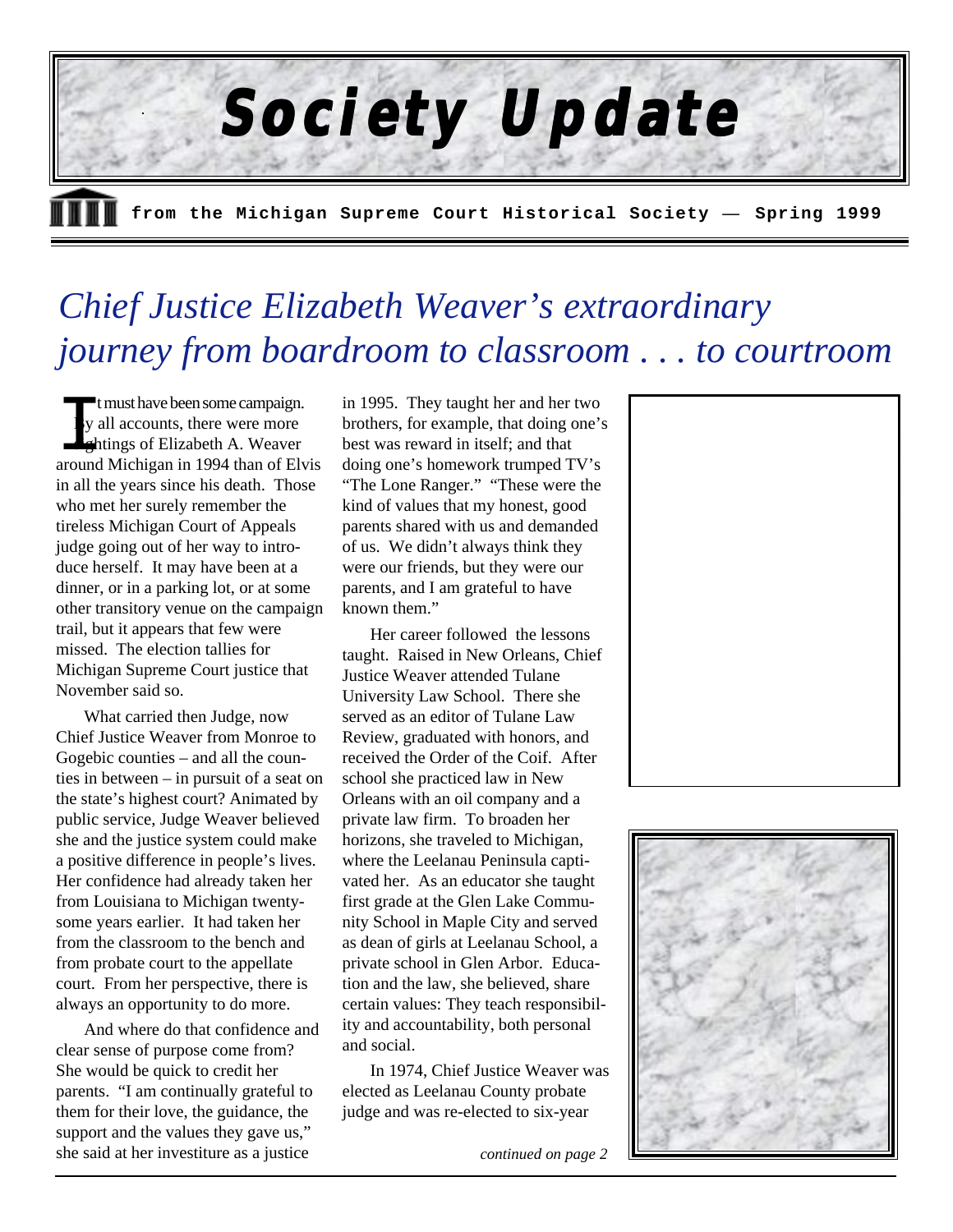# Society Update

from the Michigan Supreme Court Historical Society — Spring 1999

## *Chief Justice Elizabeth Weaver's extraordinary journey from boardroom to classroom . . . to courtroom*

It must have been some campaign. By all accounts, there were more sightings of Elizabeth A. Weaver around Michigan in 1994 than of Elvis in all the years since his death. Those who met her surely remember the tireless Michigan Court of Appeals judge going out of her way to introduce herself. It may have been at a dinner, or in a parking lot, or at some other transitory venue on the campaign trail, but it appears that few were missed. The election tallies for Michigan Supreme Court justice that November said so.

What carried then Judge, now Chief Justice Weaver from Monroe to Gogebic counties – and all the counties in between – in pursuit of a seat on the state's highest court? Animated by public service, Judge Weaver believed she and the justice system could make a positive difference in people's lives. Her confidence had already taken her from Louisiana to Michigan twenty-some years earlier. It had taken her from the classroom to the bench and from probate court to the appellate court. From her perspective, there is always an opportunity to do more.

And where do that confidence and clear sense of purpose come from? She would be quick to credit her parents. "I am continually grateful to them for their love, the guidance, the support and the values they gave us," she said at her investiture as a justice in 1995. They taught her and her two brothers, for example, that doing one's best was reward in itself; and that doing one's homework trumped TV's "The Lone Ranger." "These were the kind of values that my honest, good parents shared with us and demanded of us. We didn't always think they were our friends, but they were our parents, and I am grateful to have known them."

Her career followed the lessons taught. Raised in New Orleans, Chief Justice Weaver attended Tulane University Law School. There she served as an editor of Tulane Law Review, graduated with honors, and received the Order of the Coif. After school she practiced law in New Orleans with an oil company and a private law firm. To broaden her horizons, she traveled to Michigan, where the Leelanau Peninsula captivated her. As an educator she taught first grade at the Glen Lake Community School in Maple City and served as dean of girls at Leelanau School, a private school in Glen Arbor. Education and the law, she believed, share certain values: They teach responsibility and accountability, both personal and social.

In 1974, Chief Justice Weaver was elected as Leelanau County probate judge and was re-elected to six-year

*continued on page 2*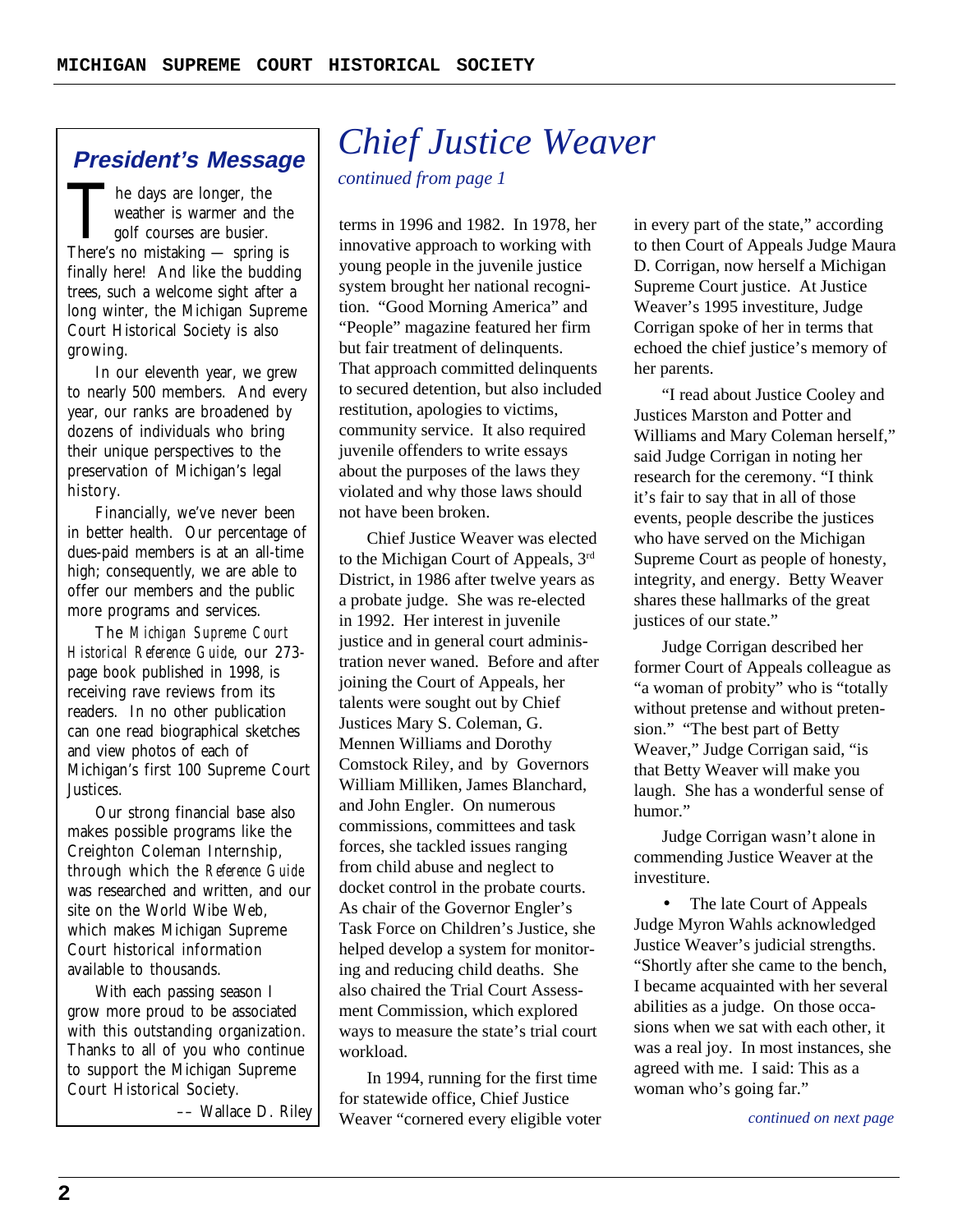## President's Message

The days are longer, the weather is warmer and the golf courses are busier. There's no mistaking — spring is finally here! And like the budding trees, such a welcome sight after a long winter, the Michigan Supreme Court Historical Society is also growing.

In our eleventh year, we grew to nearly 500 members. And every year, our ranks are broadened by dozens of individuals who bring their unique perspectives to the preservation of Michigan's legal history.

Financially, we've never been in better health. Our percentage of dues-paid members is at an all-time high; consequently, we are able to offer our members and the public more programs and services.

The *Michigan Supreme Court Historical Reference Guide*, our 273-page book published in 1998, is receiving rave reviews from its readers. In no other publication can one read biographical sketches and view photos of each of Michigan's first 100 Supreme Court Justices.

Our strong financial base also makes possible programs like the Creighton Coleman Internship, through which the *Reference Guide* was researched and written, and our site on the World Wibe Web, which makes Michigan Supreme Court historical information available to thousands.

With each passing season I grow more proud to be associated with this outstanding organization. Thanks to all of you who continue to support the Michigan Supreme Court Historical Society.

–– Wallace D. Riley

# *Chief Justice Weaver*

*continued from page 1*

terms in 1996 and 1982. In 1978, her innovative approach to working with young people in the juvenile justice system brought her national recognition. "Good Morning America" and "People" magazine featured her firm but fair treatment of delinquents. That approach committed delinquents to secured detention, but also included restitution, apologies to victims, community service. It also required juvenile offenders to write essays about the purposes of the laws they violated and why those laws should not have been broken.

Chief Justice Weaver was elected to the Michigan Court of Appeals, 3rd District, in 1986 after twelve years as a probate judge. She was re-elected in 1992. Her interest in juvenile justice and in general court administration never waned. Before and after joining the Court of Appeals, her talents were sought out by Chief Justices Mary S. Coleman, G. Mennen Williams and Dorothy Comstock Riley, and by Governors William Milliken, James Blanchard, and John Engler. On numerous commissions, committees and task forces, she tackled issues ranging from child abuse and neglect to docket control in the probate courts. As chair of the Governor Engler's Task Force on Children's Justice, she helped develop a system for monitoring and reducing child deaths. She also chaired the Trial Court Assessment Commission, which explored ways to measure the state's trial court workload.

In 1994, running for the first time for statewide office, Chief Justice Weaver "cornered every eligible voter in every part of the state," according to then Court of Appeals Judge Maura D. Corrigan, now herself a Michigan Supreme Court justice. At Justice Weaver's 1995 investiture, Judge Corrigan spoke of her in terms that echoed the chief justice's memory of her parents.

"I read about Justice Cooley and Justices Marston and Potter and Williams and Mary Coleman herself," said Judge Corrigan in noting her research for the ceremony. "I think it's fair to say that in all of those events, people describe the justices who have served on the Michigan Supreme Court as people of honesty, integrity, and energy. Betty Weaver shares these hallmarks of the great justices of our state."

Judge Corrigan described her former Court of Appeals colleague as "a woman of probity" who is "totally without pretense and without pretension." "The best part of Betty Weaver," Judge Corrigan said, "is that Betty Weaver will make you laugh. She has a wonderful sense of humor."

Judge Corrigan wasn't alone in commending Justice Weaver at the investiture.

- The late Court of Appeals Judge Myron Wahls acknowledged Justice Weaver's judicial strengths. "Shortly after she came to the bench, I became acquainted with her several abilities as a judge. On those occasions when we sat with each other, it was a real joy. In most instances, she agreed with me. I said: This as a woman who's going far."

*continued on next page*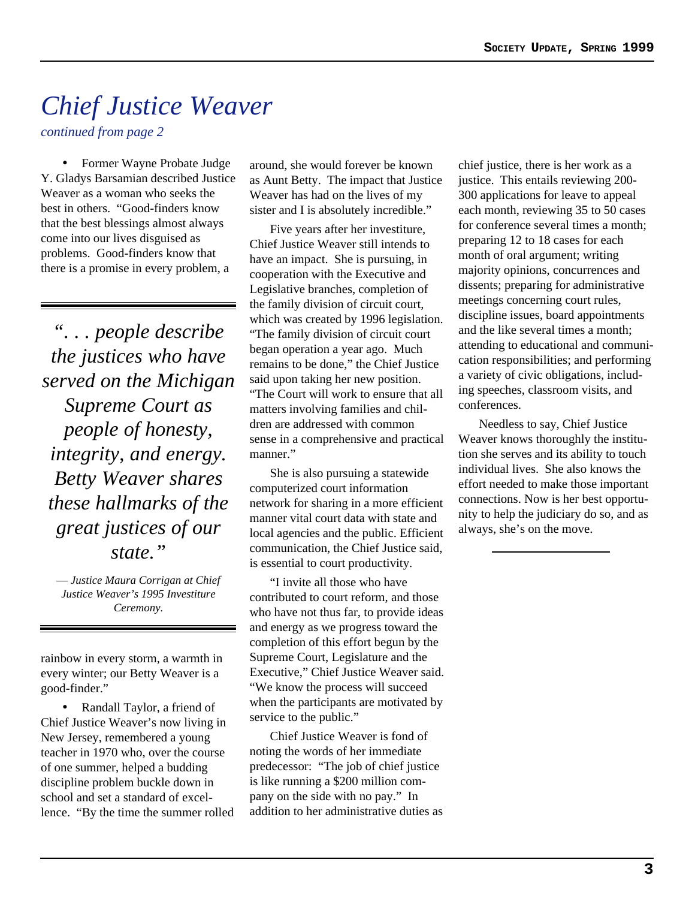# *Chief Justice Weaver*

*continued from page 2*

- Former Wayne Probate Judge Y. Gladys Barsamian described Justice Weaver as a woman who seeks the best in others. "Good-finders know that the best blessings almost always come into our lives disguised as problems. Good-finders know that there is a promise in every problem, a rainbow in every storm, a warmth in every winter; our Betty Weaver is a good-finder."

> *". . . people describe the justices who have served on the Michigan Supreme Court as people of honesty, integrity, and energy. Betty Weaver shares these hallmarks of the great justices of our state."*
>
> *— Justice Maura Corrigan at Chief Justice Weaver's 1995 Investiture Ceremony.*

- Randall Taylor, a friend of Chief Justice Weaver's now living in New Jersey, remembered a young teacher in 1970 who, over the course of one summer, helped a budding discipline problem buckle down in school and set a standard of excellence. "By the time the summer rolled around, she would forever be known as Aunt Betty. The impact that Justice Weaver has had on the lives of my sister and I is absolutely incredible."

Five years after her investiture, Chief Justice Weaver still intends to have an impact. She is pursuing, in cooperation with the Executive and Legislative branches, completion of the family division of circuit court, which was created by 1996 legislation. "The family division of circuit court began operation a year ago. Much remains to be done," the Chief Justice said upon taking her new position. "The Court will work to ensure that all matters involving families and children are addressed with common sense in a comprehensive and practical manner."

She is also pursuing a statewide computerized court information network for sharing in a more efficient manner vital court data with state and local agencies and the public. Efficient communication, the Chief Justice said, is essential to court productivity.

"I invite all those who have contributed to court reform, and those who have not thus far, to provide ideas and energy as we progress toward the completion of this effort begun by the Supreme Court, Legislature and the Executive," Chief Justice Weaver said. "We know the process will succeed when the participants are motivated by service to the public."

Chief Justice Weaver is fond of noting the words of her immediate predecessor: "The job of chief justice is like running a $200 million company on the side with no pay." In addition to her administrative duties as chief justice, there is her work as a justice. This entails reviewing 200-300 applications for leave to appeal each month, reviewing 35 to 50 cases for conference several times a month; preparing 12 to 18 cases for each month of oral argument; writing majority opinions, concurrences and dissents; preparing for administrative meetings concerning court rules, discipline issues, board appointments and the like several times a month; attending to educational and communication responsibilities; and performing a variety of civic obligations, including speeches, classroom visits, and conferences.

Needless to say, Chief Justice Weaver knows thoroughly the institution she serves and its ability to touch individual lives. She also knows the effort needed to make those important connections. Now is her best opportunity to help the judiciary do so, and as always, she's on the move.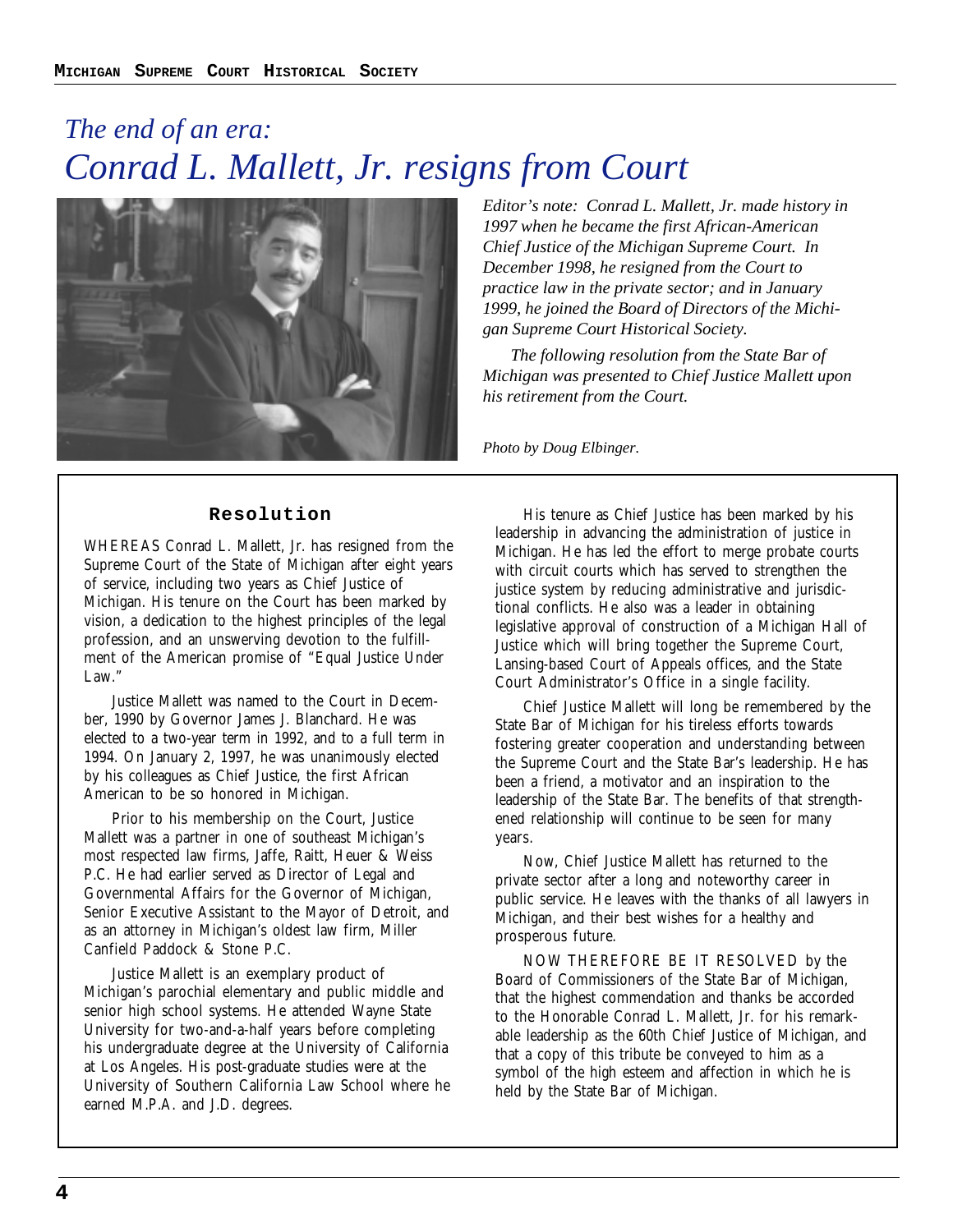# *The end of an era:*
# *Conrad L. Mallett, Jr. resigns from Court*

*Editor's note: Conrad L. Mallett, Jr. made history in 1997 when he became the first African-American Chief Justice of the Michigan Supreme Court. In December 1998, he resigned from the Court to practice law in the private sector; and in January 1999, he joined the Board of Directors of the Michigan Supreme Court Historical Society.*

*The following resolution from the State Bar of Michigan was presented to Chief Justice Mallett upon his retirement from the Court.*

*Photo by Doug Elbinger.*

## Resolution

WHEREAS Conrad L. Mallett, Jr. has resigned from the Supreme Court of the State of Michigan after eight years of service, including two years as Chief Justice of Michigan. His tenure on the Court has been marked by vision, a dedication to the highest principles of the legal profession, and an unswerving devotion to the fulfillment of the American promise of "Equal Justice Under Law."

Justice Mallett was named to the Court in December, 1990 by Governor James J. Blanchard. He was elected to a two-year term in 1992, and to a full term in 1994. On January 2, 1997, he was unanimously elected by his colleagues as Chief Justice, the first African American to be so honored in Michigan.

Prior to his membership on the Court, Justice Mallett was a partner in one of southeast Michigan's most respected law firms, Jaffe, Raitt, Heuer & Weiss P.C. He had earlier served as Director of Legal and Governmental Affairs for the Governor of Michigan, Senior Executive Assistant to the Mayor of Detroit, and as an attorney in Michigan's oldest law firm, Miller Canfield Paddock & Stone P.C.

Justice Mallett is an exemplary product of Michigan's parochial elementary and public middle and senior high school systems. He attended Wayne State University for two-and-a-half years before completing his undergraduate degree at the University of California at Los Angeles. His post-graduate studies were at the University of Southern California Law School where he earned M.P.A. and J.D. degrees.

His tenure as Chief Justice has been marked by his leadership in advancing the administration of justice in Michigan. He has led the effort to merge probate courts with circuit courts which has served to strengthen the justice system by reducing administrative and jurisdictional conflicts. He also was a leader in obtaining legislative approval of construction of a Michigan Hall of Justice which will bring together the Supreme Court, Lansing-based Court of Appeals offices, and the State Court Administrator's Office in a single facility.

Chief Justice Mallett will long be remembered by the State Bar of Michigan for his tireless efforts towards fostering greater cooperation and understanding between the Supreme Court and the State Bar's leadership. He has been a friend, a motivator and an inspiration to the leadership of the State Bar. The benefits of that strengthened relationship will continue to be seen for many years.

Now, Chief Justice Mallett has returned to the private sector after a long and noteworthy career in public service. He leaves with the thanks of all lawyers in Michigan, and their best wishes for a healthy and prosperous future.

NOW THEREFORE BE IT RESOLVED by the Board of Commissioners of the State Bar of Michigan, that the highest commendation and thanks be accorded to the Honorable Conrad L. Mallett, Jr. for his remarkable leadership as the 60th Chief Justice of Michigan, and that a copy of this tribute be conveyed to him as a symbol of the high esteem and affection in which he is held by the State Bar of Michigan.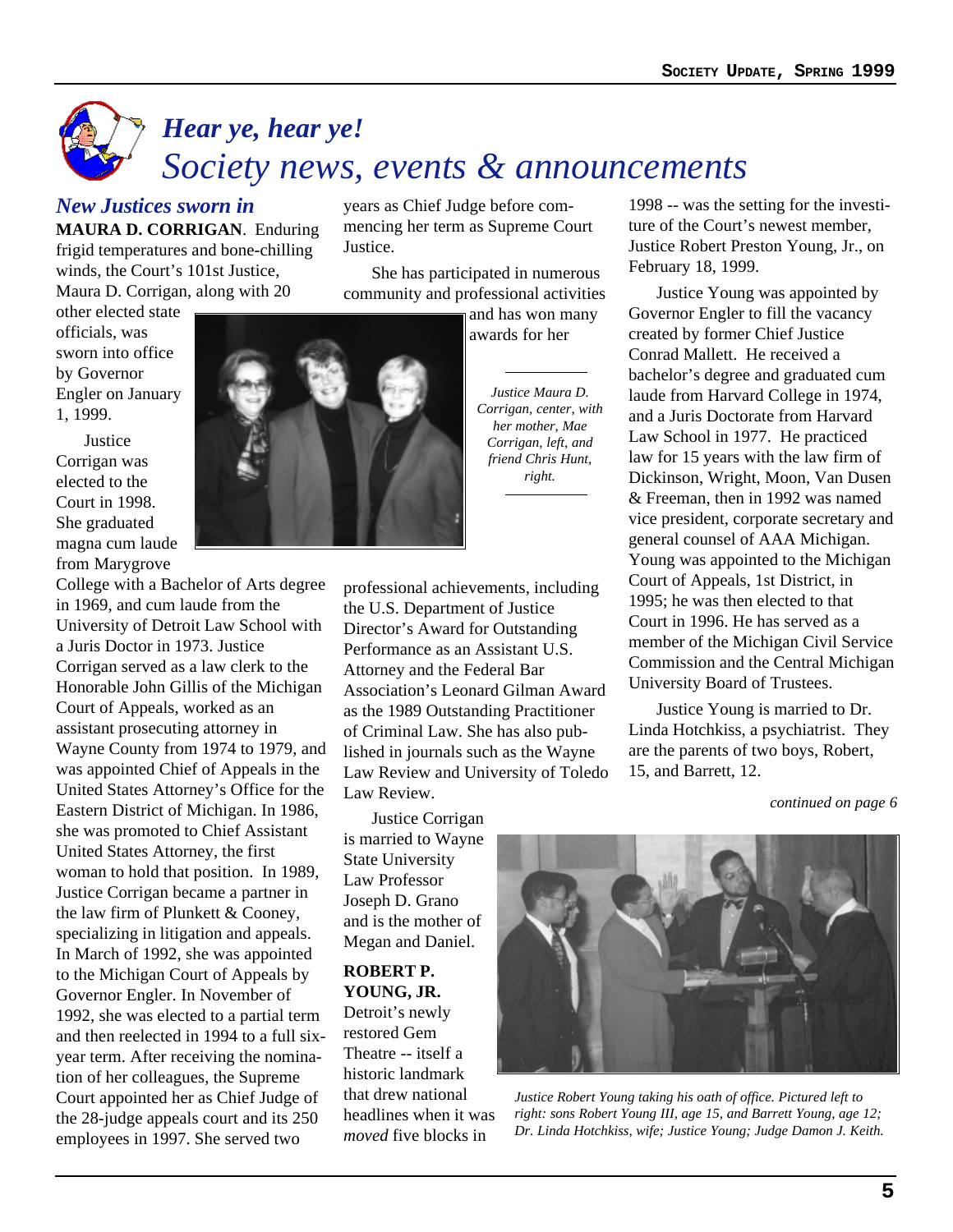# *Hear ye, hear ye!*
# *Society news, events & announcements*

## *New Justices sworn in*

**MAURA D. CORRIGAN**. Enduring frigid temperatures and bone-chilling winds, the Court's 101st Justice, Maura D. Corrigan, along with 20 other elected state officials, was sworn into office by Governor Engler on January 1, 1999.

Justice Corrigan was elected to the Court in 1998. She graduated magna cum laude from Marygrove College with a Bachelor of Arts degree in 1969, and cum laude from the University of Detroit Law School with a Juris Doctor in 1973. Justice Corrigan served as a law clerk to the Honorable John Gillis of the Michigan Court of Appeals, worked as an assistant prosecuting attorney in Wayne County from 1974 to 1979, and was appointed Chief of Appeals in the United States Attorney's Office for the Eastern District of Michigan. In 1986, she was promoted to Chief Assistant United States Attorney, the first woman to hold that position. In 1989, Justice Corrigan became a partner in the law firm of Plunkett & Cooney, specializing in litigation and appeals. In March of 1992, she was appointed to the Michigan Court of Appeals by Governor Engler. In November of 1992, she was elected to a partial term and then reelected in 1994 to a full six-year term. After receiving the nomination of her colleagues, the Supreme Court appointed her as Chief Judge of the 28-judge appeals court and its 250 employees in 1997. She served two years as Chief Judge before commencing her term as Supreme Court Justice.

She has participated in numerous community and professional activities and has won many awards for her professional achievements, including the U.S. Department of Justice Director's Award for Outstanding Performance as an Assistant U.S. Attorney and the Federal Bar Association's Leonard Gilman Award as the 1989 Outstanding Practitioner of Criminal Law. She has also published in journals such as the Wayne Law Review and University of Toledo Law Review.

*Justice Maura D. Corrigan, center, with her mother, Mae Corrigan, left, and friend Chris Hunt, right.*

Justice Corrigan is married to Wayne State University Law Professor Joseph D. Grano and is the mother of Megan and Daniel.

**ROBERT P. YOUNG, JR.** Detroit's newly restored Gem Theatre -- itself a historic landmark that drew national headlines when it was *moved* five blocks in 1998 -- was the setting for the investiture of the Court's newest member, Justice Robert Preston Young, Jr., on February 18, 1999.

Justice Young was appointed by Governor Engler to fill the vacancy created by former Chief Justice Conrad Mallett. He received a bachelor's degree and graduated cum laude from Harvard College in 1974, and a Juris Doctorate from Harvard Law School in 1977. He practiced law for 15 years with the law firm of Dickinson, Wright, Moon, Van Dusen & Freeman, then in 1992 was named vice president, corporate secretary and general counsel of AAA Michigan. Young was appointed to the Michigan Court of Appeals, 1st District, in 1995; he was then elected to that Court in 1996. He has served as a member of the Michigan Civil Service Commission and the Central Michigan University Board of Trustees.

Justice Young is married to Dr. Linda Hotchkiss, a psychiatrist. They are the parents of two boys, Robert, 15, and Barrett, 12.

*continued on page 6*

*Justice Robert Young taking his oath of office. Pictured left to right: sons Robert Young III, age 15, and Barrett Young, age 12; Dr. Linda Hotchkiss, wife; Justice Young; Judge Damon J. Keith.*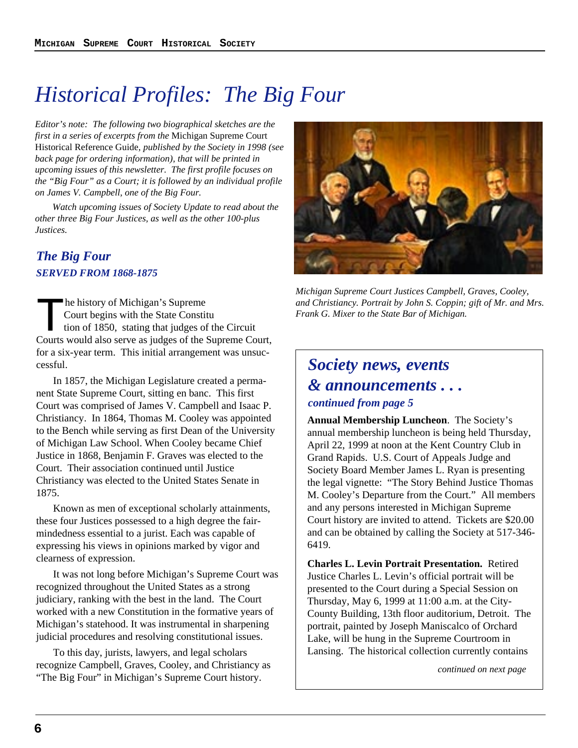# Historical Profiles: The Big Four

*Editor's note: The following two biographical sketches are the first in a series of excerpts from the* Michigan Supreme Court Historical Reference Guide*, published by the Society in 1998 (see back page for ordering information), that will be printed in upcoming issues of this newsletter. The first profile focuses on the "Big Four" as a Court; it is followed by an individual profile on James V. Campbell, one of the Big Four.*

*Watch upcoming issues of Society Update to read about the other three Big Four Justices, as well as the other 100-plus Justices.*

## The Big Four

### SERVED FROM 1868-1875

The history of Michigan's Supreme Court begins with the State Constitution of 1850, stating that judges of the Circuit Courts would also serve as judges of the Supreme Court, for a six-year term. This initial arrangement was unsuccessful.

In 1857, the Michigan Legislature created a permanent State Supreme Court, sitting en banc. This first Court was comprised of James V. Campbell and Isaac P. Christiancy. In 1864, Thomas M. Cooley was appointed to the Bench while serving as first Dean of the University of Michigan Law School. When Cooley became Chief Justice in 1868, Benjamin F. Graves was elected to the Court. Their association continued until Justice Christiancy was elected to the United States Senate in 1875.

Known as men of exceptional scholarly attainments, these four Justices possessed to a high degree the fair-mindedness essential to a jurist. Each was capable of expressing his views in opinions marked by vigor and clearness of expression.

It was not long before Michigan's Supreme Court was recognized throughout the United States as a strong judiciary, ranking with the best in the land. The Court worked with a new Constitution in the formative years of Michigan's statehood. It was instrumental in sharpening judicial procedures and resolving constitutional issues.

To this day, jurists, lawyers, and legal scholars recognize Campbell, Graves, Cooley, and Christiancy as "The Big Four" in Michigan's Supreme Court history.

*Michigan Supreme Court Justices Campbell, Graves, Cooley, and Christiancy. Portrait by John S. Coppin; gift of Mr. and Mrs. Frank G. Mixer to the State Bar of Michigan.*

## Society news, events & announcements . . .

### continued from page 5

**Annual Membership Luncheon**. The Society's annual membership luncheon is being held Thursday, April 22, 1999 at noon at the Kent Country Club in Grand Rapids. U.S. Court of Appeals Judge and Society Board Member James L. Ryan is presenting the legal vignette: "The Story Behind Justice Thomas M. Cooley's Departure from the Court." All members and any persons interested in Michigan Supreme Court history are invited to attend. Tickets are $20.00 and can be obtained by calling the Society at 517-346-6419.

**Charles L. Levin Portrait Presentation.** Retired Justice Charles L. Levin's official portrait will be presented to the Court during a Special Session on Thursday, May 6, 1999 at 11:00 a.m. at the City-County Building, 13th floor auditorium, Detroit. The portrait, painted by Joseph Maniscalco of Orchard Lake, will be hung in the Supreme Courtroom in Lansing. The historical collection currently contains

*continued on next page*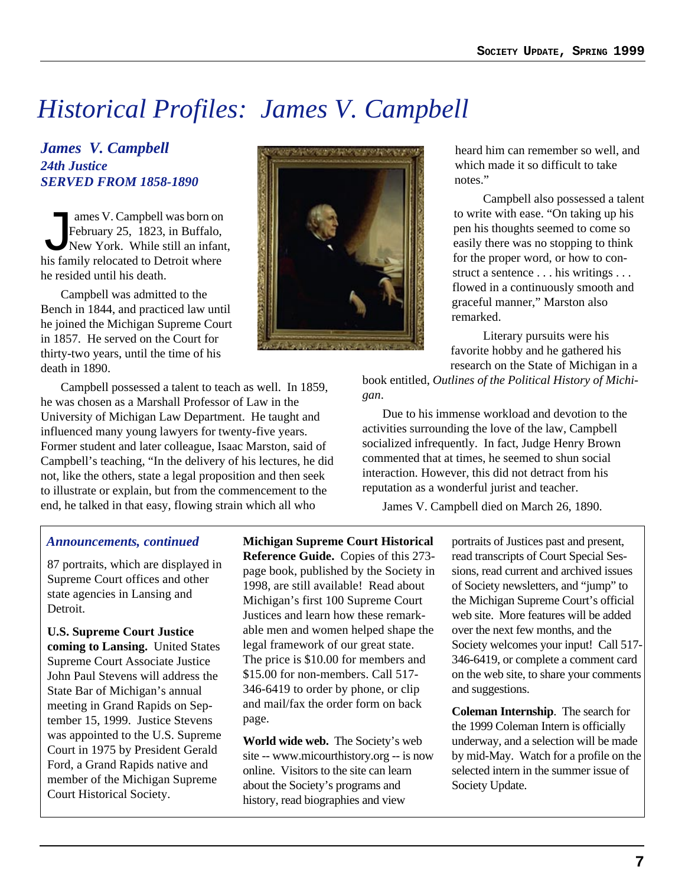# Historical Profiles: James V. Campbell

### *James V. Campbell*
### *24th Justice*
### *SERVED FROM 1858-1890*

James V. Campbell was born on February 25, 1823, in Buffalo, New York. While still an infant, his family relocated to Detroit where he resided until his death.

Campbell was admitted to the Bench in 1844, and practiced law until he joined the Michigan Supreme Court in 1857. He served on the Court for thirty-two years, until the time of his death in 1890.

Campbell possessed a talent to teach as well. In 1859, he was chosen as a Marshall Professor of Law in the University of Michigan Law Department. He taught and influenced many young lawyers for twenty-five years. Former student and later colleague, Isaac Marston, said of Campbell's teaching, "In the delivery of his lectures, he did not, like the others, state a legal proposition and then seek to illustrate or explain, but from the commencement to the end, he talked in that easy, flowing strain which all who heard him can remember so well, and which made it so difficult to take notes."

Campbell also possessed a talent to write with ease. "On taking up his pen his thoughts seemed to come so easily there was no stopping to think for the proper word, or how to construct a sentence . . . his writings . . . flowed in a continuously smooth and graceful manner," Marston also remarked.

Literary pursuits were his favorite hobby and he gathered his research on the State of Michigan in a book entitled, *Outlines of the Political History of Michigan*.

Due to his immense workload and devotion to the activities surrounding the love of the law, Campbell socialized infrequently. In fact, Judge Henry Brown commented that at times, he seemed to shun social interaction. However, this did not detract from his reputation as a wonderful jurist and teacher.

James V. Campbell died on March 26, 1890.

### *Announcements, continued*

87 portraits, which are displayed in Supreme Court offices and other state agencies in Lansing and Detroit.

**U.S. Supreme Court Justice coming to Lansing.** United States Supreme Court Associate Justice John Paul Stevens will address the State Bar of Michigan's annual meeting in Grand Rapids on September 15, 1999. Justice Stevens was appointed to the U.S. Supreme Court in 1975 by President Gerald Ford, a Grand Rapids native and member of the Michigan Supreme Court Historical Society.

**Michigan Supreme Court Historical Reference Guide.** Copies of this 273-page book, published by the Society in 1998, are still available! Read about Michigan's first 100 Supreme Court Justices and learn how these remarkable men and women helped shape the legal framework of our great state. The price is $10.00 for members and $15.00 for non-members. Call 517-346-6419 to order by phone, or clip and mail/fax the order form on back page.

**World wide web.** The Society's web site -- www.micourthistory.org -- is now online. Visitors to the site can learn about the Society's programs and history, read biographies and view portraits of Justices past and present, read transcripts of Court Special Sessions, read current and archived issues of Society newsletters, and "jump" to the Michigan Supreme Court's official web site. More features will be added over the next few months, and the Society welcomes your input! Call 517-346-6419, or complete a comment card on the web site, to share your comments and suggestions.

**Coleman Internship**. The search for the 1999 Coleman Intern is officially underway, and a selection will be made by mid-May. Watch for a profile on the selected intern in the summer issue of Society Update.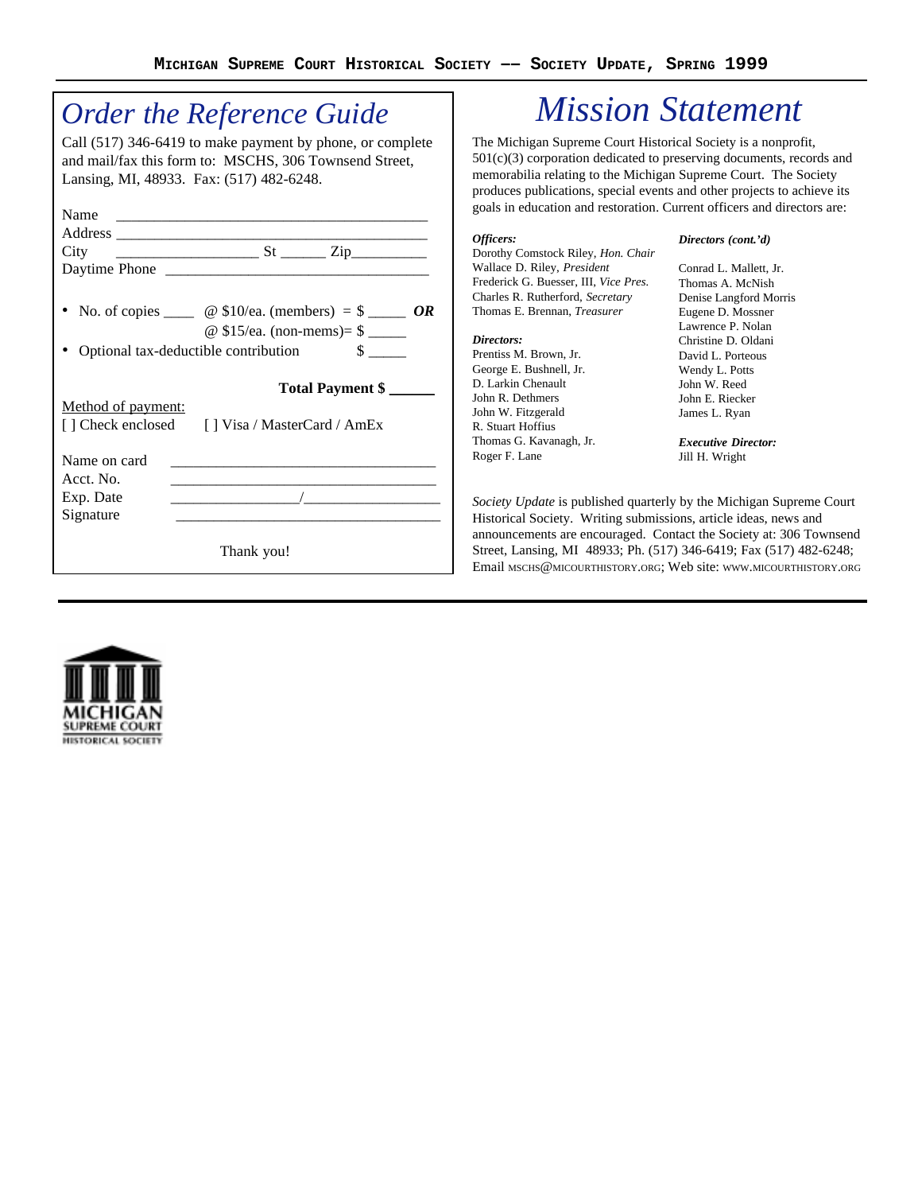## Order the Reference Guide

Call (517) 346-6419 to make payment by phone, or complete and mail/fax this form to: MSCHS, 306 Townsend Street, Lansing, MI, 48933. Fax: (517) 482-6248.

Name ________________________________________
Address ________________________________________
City __________________ St ______ Zip__________
Daytime Phone __________________________________

- No. of copies ____ @ $10/ea. (members) = $ _____ ***OR***
  @ $15/ea. (non-mems)= $ _____
- Optional tax-deductible contribution $ _____

**Total Payment $ ______**

Method of payment:
[ ] Check enclosed [ ] Visa / MasterCard / AmEx

Name on card __________________________________
Acct. No. __________________________________
Exp. Date ________________/_________________
Signature __________________________________

Thank you!

## Mission Statement

The Michigan Supreme Court Historical Society is a nonprofit, 501(c)(3) corporation dedicated to preserving documents, records and memorabilia relating to the Michigan Supreme Court. The Society produces publications, special events and other projects to achieve its goals in education and restoration. Current officers and directors are:

***Officers:***
Dorothy Comstock Riley, *Hon. Chair*
Wallace D. Riley, *President*
Frederick G. Buesser, III, *Vice Pres.*
Charles R. Rutherford, *Secretary*
Thomas E. Brennan, *Treasurer*

***Directors:***
Prentiss M. Brown, Jr.
George E. Bushnell, Jr.
D. Larkin Chenault
John R. Dethmers
John W. Fitzgerald
R. Stuart Hoffius
Thomas G. Kavanagh, Jr.
Roger F. Lane

***Directors (cont.'d)***
Conrad L. Mallett, Jr.
Thomas A. McNish
Denise Langford Morris
Eugene D. Mossner
Lawrence P. Nolan
Christine D. Oldani
David L. Porteous
Wendy L. Potts
John W. Reed
John E. Riecker
James L. Ryan

***Executive Director:***
Jill H. Wright

*Society Update* is published quarterly by the Michigan Supreme Court Historical Society. Writing submissions, article ideas, news and announcements are encouraged. Contact the Society at: 306 Townsend Street, Lansing, MI 48933; Ph. (517) 346-6419; Fax (517) 482-6248; Email mschs@micourthistory.org; Web site: www.micourthistory.org

MICHIGAN SUPREME COURT HISTORICAL SOCIETY